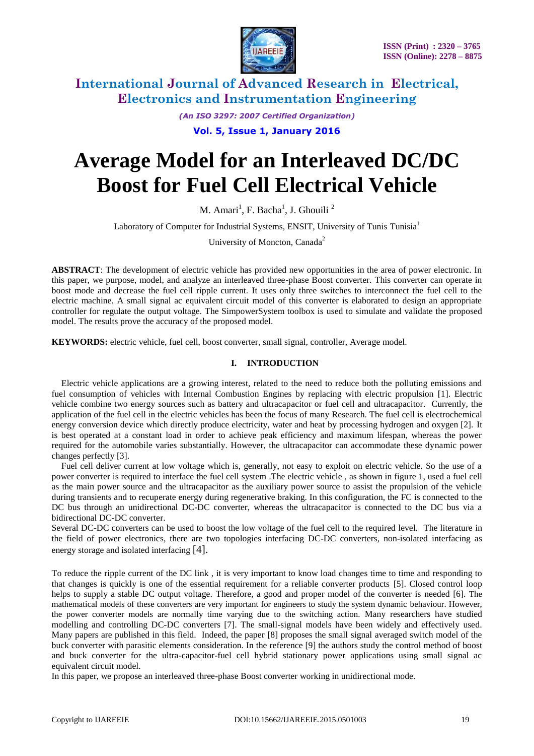# Average Model for an Interleaved DC/DC Boost for Fuel Cell Electrical Vehicle

M. Amari[1], F. Bacha[1], J. Ghouili [2]

Laboratory of Computer for Industrial Systems, ENSIT, University of Tunis Tunisia[1]

University of Moncton, Canada[2]

**ABSTRACT**: The development of electric vehicle has provided new opportunities in the area of power electronic. In this paper, we purpose, model, and analyze an interleaved three-phase Boost converter. This converter can operate in boost mode and decrease the fuel cell ripple current. It uses only three switches to interconnect the fuel cell to the electric machine. A small signal ac equivalent circuit model of this converter is elaborated to design an appropriate controller for regulate the output voltage. The SimpowerSystem toolbox is used to simulate and validate the proposed model. The results prove the accuracy of the proposed model.

**KEYWORDS:** electric vehicle, fuel cell, boost converter, small signal, controller, Average model.

## I. INTRODUCTION

Electric vehicle applications are a growing interest, related to the need to reduce both the polluting emissions and fuel consumption of vehicles with Internal Combustion Engines by replacing with electric propulsion [1]. Electric vehicle combine two energy sources such as battery and ultracapacitor or fuel cell and ultracapacitor. Currently, the application of the fuel cell in the electric vehicles has been the focus of many Research. The fuel cell is electrochemical energy conversion device which directly produce electricity, water and heat by processing hydrogen and oxygen [2]. It is best operated at a constant load in order to achieve peak efficiency and maximum lifespan, whereas the power required for the automobile varies substantially. However, the ultracapacitor can accommodate these dynamic power changes perfectly [3].

Fuel cell deliver current at low voltage which is, generally, not easy to exploit on electric vehicle. So the use of a power converter is required to interface the fuel cell system .The electric vehicle , as shown in figure 1, used a fuel cell as the main power source and the ultracapacitor as the auxiliary power source to assist the propulsion of the vehicle during transients and to recuperate energy during regenerative braking. In this configuration, the FC is connected to the DC bus through an unidirectional DC-DC converter, whereas the ultracapacitor is connected to the DC bus via a bidirectional DC-DC converter.

Several DC-DC converters can be used to boost the low voltage of the fuel cell to the required level. The literature in the field of power electronics, there are two topologies interfacing DC-DC converters, non-isolated interfacing as energy storage and isolated interfacing [4].

To reduce the ripple current of the DC link , it is very important to know load changes time to time and responding to that changes is quickly is one of the essential requirement for a reliable converter products [5]. Closed control loop helps to supply a stable DC output voltage. Therefore, a good and proper model of the converter is needed [6]. The mathematical models of these converters are very important for engineers to study the system dynamic behaviour. However, the power converter models are normally time varying due to the switching action. Many researchers have studied modelling and controlling DC-DC converters [7]. The small-signal models have been widely and effectively used. Many papers are published in this field. Indeed, the paper [8] proposes the small signal averaged switch model of the buck converter with parasitic elements consideration. In the reference [9] the authors study the control method of boost and buck converter for the ultra-capacitor-fuel cell hybrid stationary power applications using small signal ac equivalent circuit model.

In this paper, we propose an interleaved three-phase Boost converter working in unidirectional mode.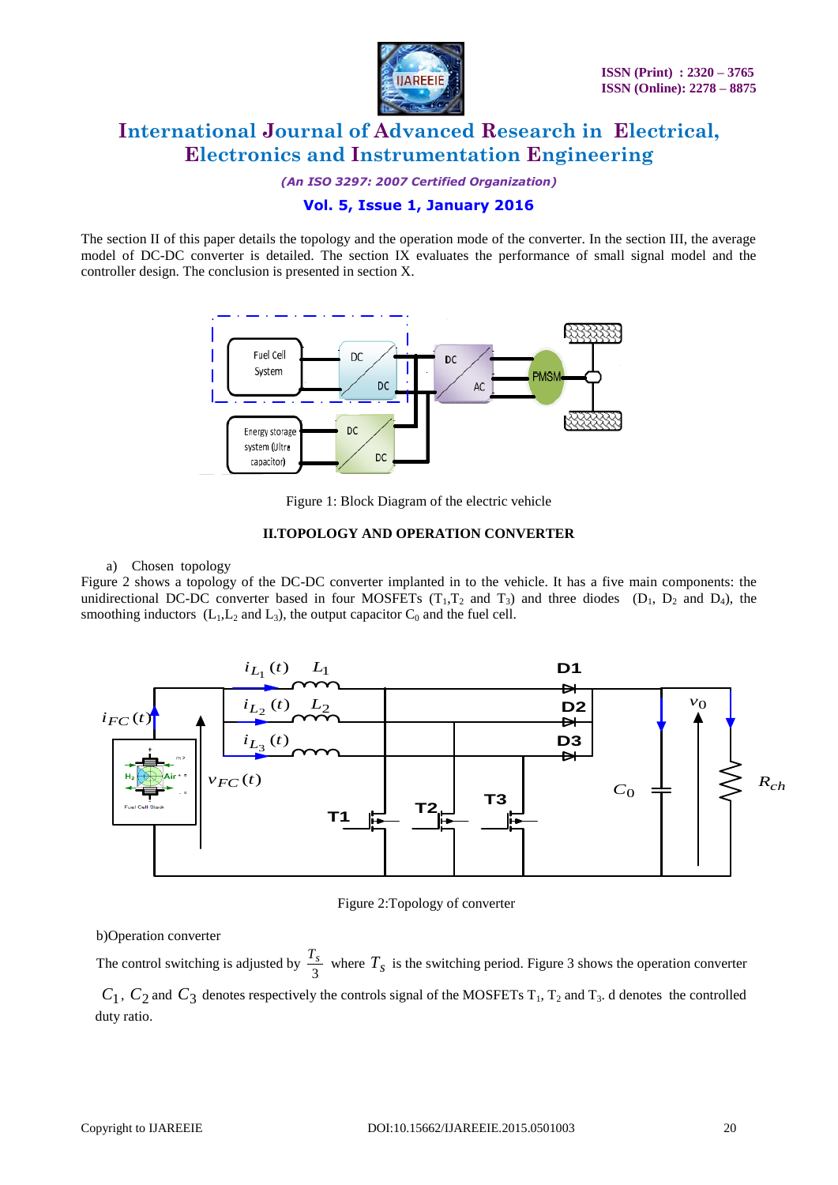The section II of this paper details the topology and the operation mode of the converter. In the section III, the average model of DC-DC converter is detailed. The section IX evaluates the performance of small signal model and the controller design. The conclusion is presented in section X.

Figure 1: Block Diagram of the electric vehicle

## II.TOPOLOGY AND OPERATION CONVERTER

a) Chosen topology

Figure 2 shows a topology of the DC-DC converter implanted in to the vehicle. It has a five main components: the unidirectional DC-DC converter based in four MOSFETs ($T_1$,$T_2$ and $T_3$) and three diodes ($D_1$, $D_2$ and $D_4$), the smoothing inductors ($L_1$,$L_2$ and $L_3$), the output capacitor $C_0$ and the fuel cell.

Figure 2:Topology of converter

b)Operation converter

The control switching is adjusted by $\frac{T_s}{3}$ where $T_s$ is the switching period. Figure 3 shows the operation converter $C_1$, $C_2$ and $C_3$ denotes respectively the controls signal of the MOSFETs $T_1$, $T_2$ and $T_3$. d denotes the controlled duty ratio.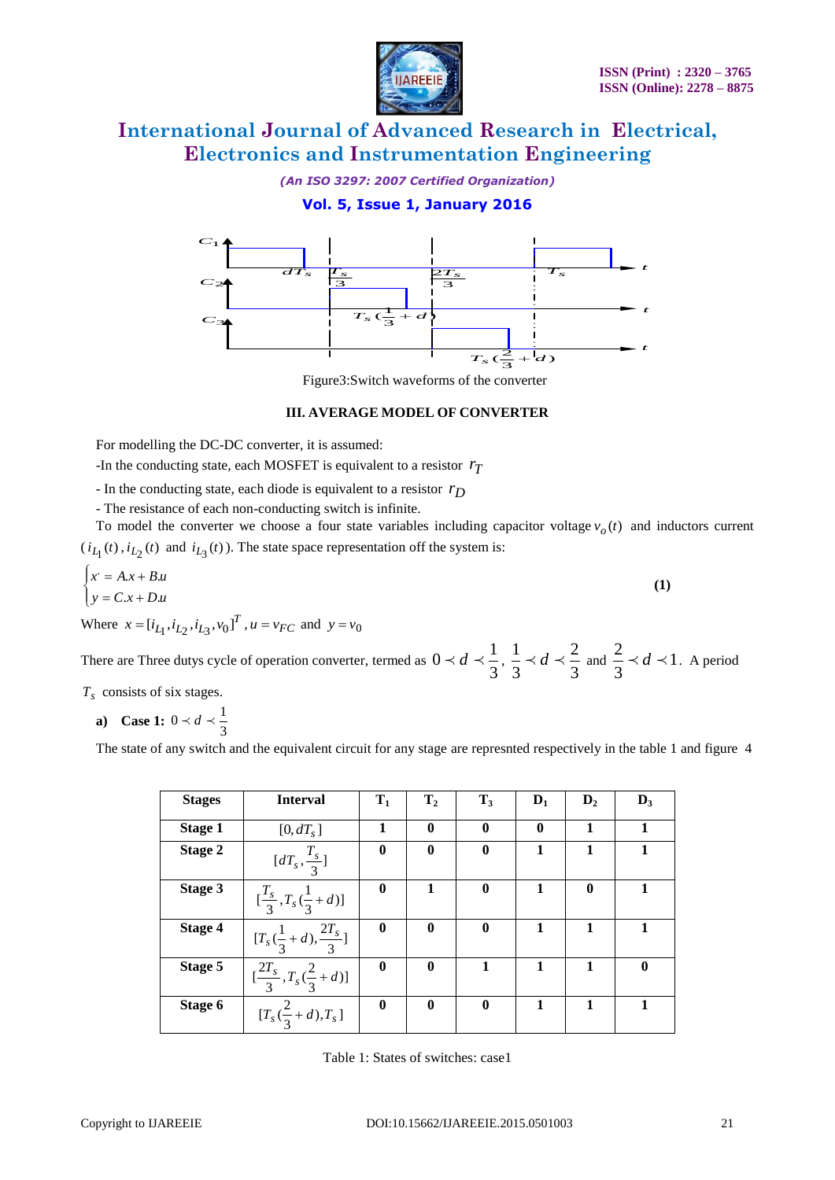Figure3:Switch waveforms of the converter

### III. AVERAGE MODEL OF CONVERTER

For modelling the DC-DC converter, it is assumed:

-In the conducting state, each MOSFET is equivalent to a resistor $r_T$

- In the conducting state, each diode is equivalent to a resistor $r_D$

- The resistance of each non-conducting switch is infinite.

To model the converter we choose a four state variables including capacitor voltage $v_o(t)$ and inductors current ($i_{L_1}(t), i_{L_2}(t)$ and $i_{L_3}(t)$). The state space representation off the system is:

$$\begin{cases} \dot{x} = A.x + B.u \\ y = C.x + D.u \end{cases} \quad (1)$$

Where $x = [i_{L_1}, i_{L_2}, i_{L_3}, v_0]^T$, $u = v_{FC}$ and $y = v_0$

There are Three dutys cycle of operation converter, termed as $0 \prec d \prec \frac{1}{3}$, $\frac{1}{3} \prec d \prec \frac{2}{3}$ and $\frac{2}{3} \prec d \prec 1$. A period $T_s$ consists of six stages.

**a) Case 1:** $0 \prec d \prec \frac{1}{3}$

The state of any switch and the equivalent circuit for any stage are represnted respectively in the table 1 and figure 4

| Stages | Interval | $T_1$ | $T_2$ | $T_3$ | $D_1$ | $D_2$ | $D_3$ |
|---|---|---|---|---|---|---|---|
| Stage 1 | $[0, dT_s]$ | 1 | 0 | 0 | 0 | 1 | 1 |
| Stage 2 | $[dT_s, \frac{T_s}{3}]$ | 0 | 0 | 0 | 1 | 1 | 1 |
| Stage 3 | $[\frac{T_s}{3}, T_s(\frac{1}{3}+d)]$ | 0 | 1 | 0 | 1 | 0 | 1 |
| Stage 4 | $[T_s(\frac{1}{3}+d), \frac{2T_s}{3}]$ | 0 | 0 | 0 | 1 | 1 | 1 |
| Stage 5 | $[\frac{2T_s}{3}, T_s(\frac{2}{3}+d)]$ | 0 | 0 | 1 | 1 | 1 | 0 |
| Stage 6 | $[T_s(\frac{2}{3}+d), T_s]$ | 0 | 0 | 0 | 1 | 1 | 1 |

Table 1: States of switches: case1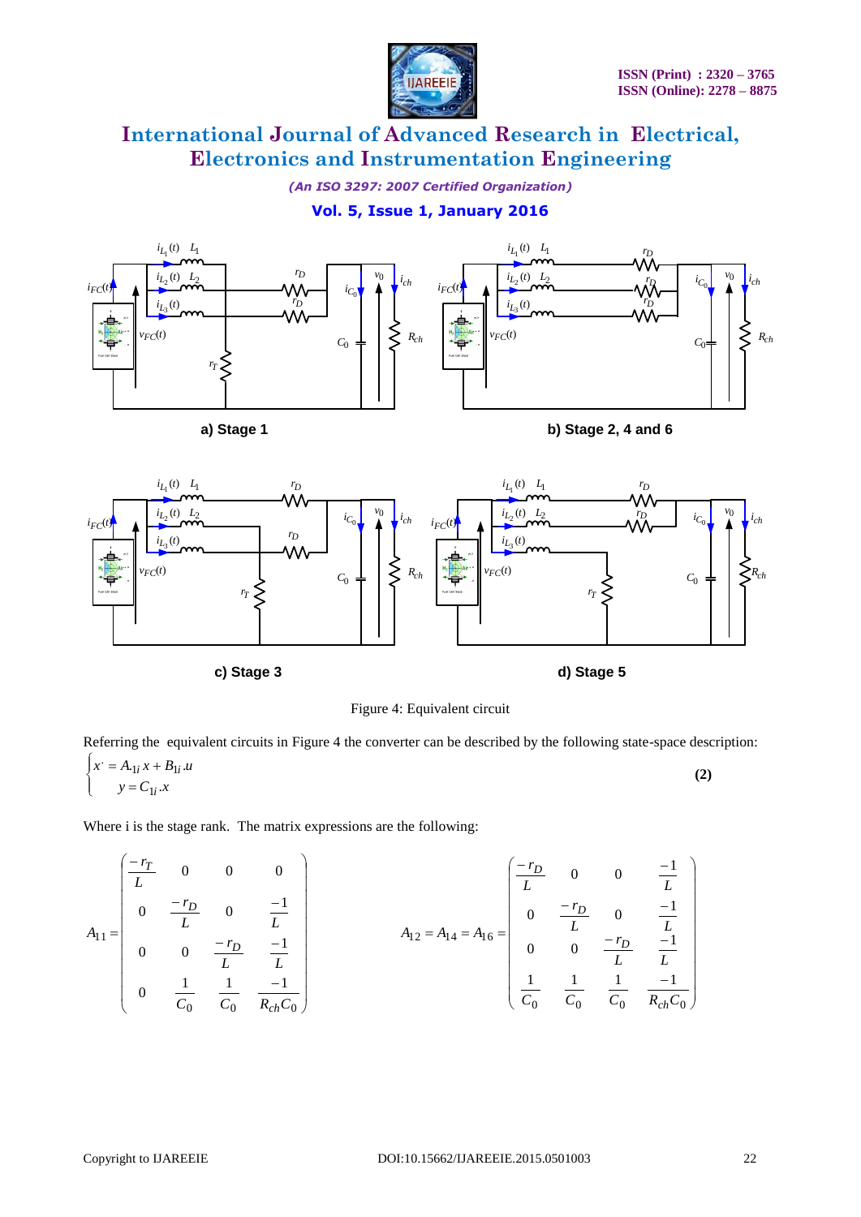a) Stage 1

b) Stage 2, 4 and 6

c) Stage 3

d) Stage 5

Figure 4: Equivalent circuit

Referring the equivalent circuits in Figure 4 the converter can be described by the following state-space description:

$$\begin{cases} x^{\cdot} = A_{1i}\,x + B_{1i}.u \\ y = C_{1i}.x \end{cases} \qquad \textbf{(2)}$$

Where i is the stage rank. The matrix expressions are the following:

$$A_{11} = \begin{pmatrix} \frac{-r_T}{L} & 0 & 0 & 0 \\ 0 & \frac{-r_D}{L} & 0 & \frac{-1}{L} \\ 0 & 0 & \frac{-r_D}{L} & \frac{-1}{L} \\ 0 & \frac{1}{C_0} & \frac{1}{C_0} & \frac{-1}{R_{ch}C_0} \end{pmatrix} \qquad A_{12} = A_{14} = A_{16} = \begin{pmatrix} \frac{-r_D}{L} & 0 & 0 & \frac{-1}{L} \\ 0 & \frac{-r_D}{L} & 0 & \frac{-1}{L} \\ 0 & 0 & \frac{-r_D}{L} & \frac{-1}{L} \\ \frac{1}{C_0} & \frac{1}{C_0} & \frac{1}{C_0} & \frac{-1}{R_{ch}C_0} \end{pmatrix}$$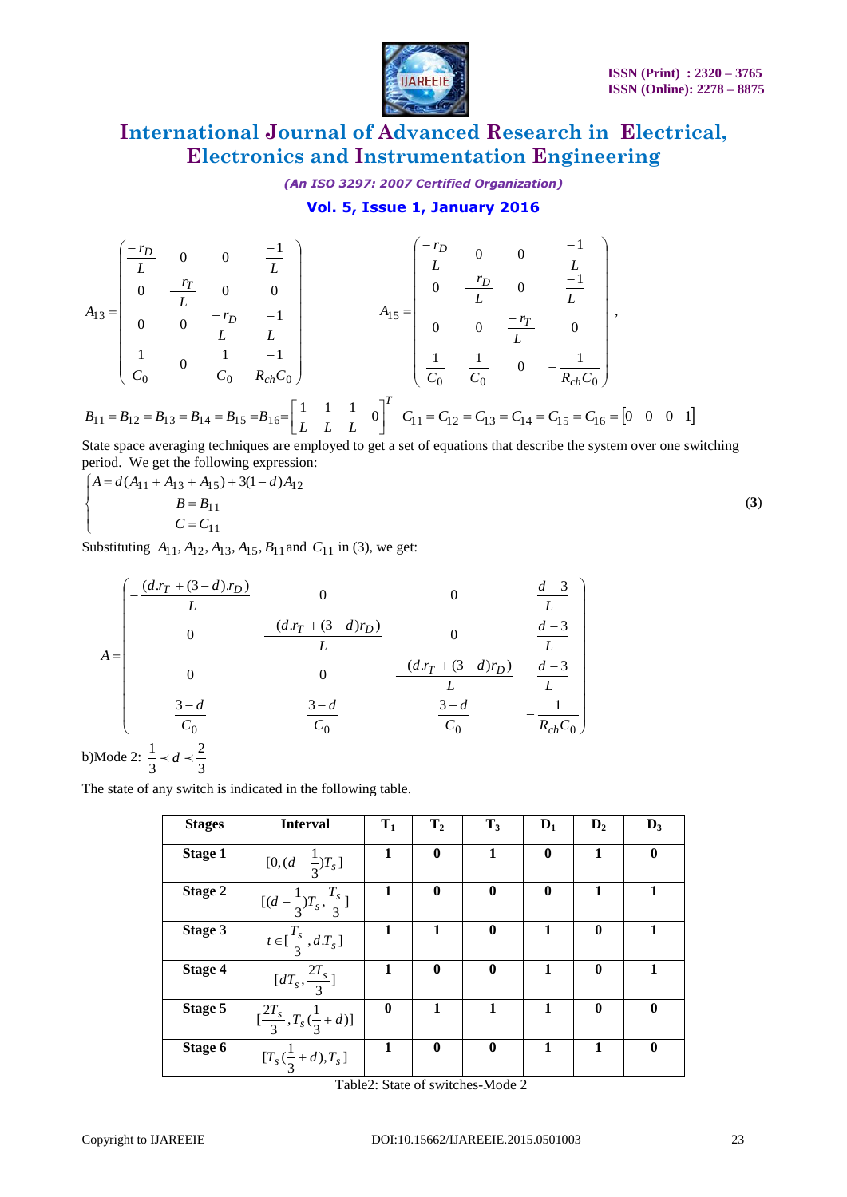$$A_{13}=\begin{pmatrix} \frac{-r_D}{L} & 0 & 0 & \frac{-1}{L} \\ 0 & \frac{-r_T}{L} & 0 & 0 \\ 0 & 0 & \frac{-r_D}{L} & \frac{-1}{L} \\ \frac{1}{C_0} & 0 & \frac{1}{C_0} & \frac{-1}{R_{ch}C_0} \end{pmatrix} \qquad A_{15}=\begin{pmatrix} \frac{-r_D}{L} & 0 & 0 & \frac{-1}{L} \\ 0 & \frac{-r_D}{L} & 0 & \frac{-1}{L} \\ 0 & 0 & \frac{-r_T}{L} & 0 \\ \frac{1}{C_0} & \frac{1}{C_0} & 0 & -\frac{1}{R_{ch}C_0} \end{pmatrix},$$

$$B_{11}=B_{12}=B_{13}=B_{14}=B_{15}=B_{16}=\begin{bmatrix} \frac{1}{L} & \frac{1}{L} & \frac{1}{L} & 0 \end{bmatrix}^T \quad C_{11}=C_{12}=C_{13}=C_{14}=C_{15}=C_{16}=\begin{bmatrix} 0 & 0 & 0 & 1 \end{bmatrix}$$

State space averaging techniques are employed to get a set of equations that describe the system over one switching period. We get the following expression:

$$\begin{cases} A=d(A_{11}+A_{13}+A_{15})+3(1-d)A_{12} \\ B=B_{11} \\ C=C_{11} \end{cases} \tag{3}$$

Substituting $A_{11}, A_{12}, A_{13}, A_{15}, B_{11}$ and $C_{11}$ in (3), we get:

$$A=\begin{pmatrix} -\frac{(d.r_T+(3-d).r_D)}{L} & 0 & 0 & \frac{d-3}{L} \\ 0 & \frac{-(d.r_T+(3-d)r_D)}{L} & 0 & \frac{d-3}{L} \\ 0 & 0 & \frac{-(d.r_T+(3-d)r_D)}{L} & \frac{d-3}{L} \\ \frac{3-d}{C_0} & \frac{3-d}{C_0} & \frac{3-d}{C_0} & -\frac{1}{R_{ch}C_0} \end{pmatrix}$$

b)Mode 2: $\frac{1}{3} \prec d \prec \frac{2}{3}$

The state of any switch is indicated in the following table.

| Stages | Interval | $T_1$ | $T_2$ | $T_3$ | $D_1$ | $D_2$ | $D_3$ |
|---|---|---|---|---|---|---|---|
| Stage 1 | $[0,(d-\frac{1}{3})T_s]$ | 1 | 0 | 1 | 0 | 1 | 0 |
| Stage 2 | $[(d-\frac{1}{3})T_s,\frac{T_s}{3}]$ | 1 | 0 | 0 | 0 | 1 | 1 |
| Stage 3 | $t\in[\frac{T_s}{3},d.T_s]$ | 1 | 1 | 0 | 1 | 0 | 1 |
| Stage 4 | $[dT_s,\frac{2T_s}{3}]$ | 1 | 0 | 0 | 1 | 0 | 1 |
| Stage 5 | $[\frac{2T_s}{3},T_s(\frac{1}{3}+d)]$ | 0 | 1 | 1 | 1 | 0 | 0 |
| Stage 6 | $[T_s(\frac{1}{3}+d),T_s]$ | 1 | 0 | 0 | 1 | 1 | 0 |

Table2: State of switches-Mode 2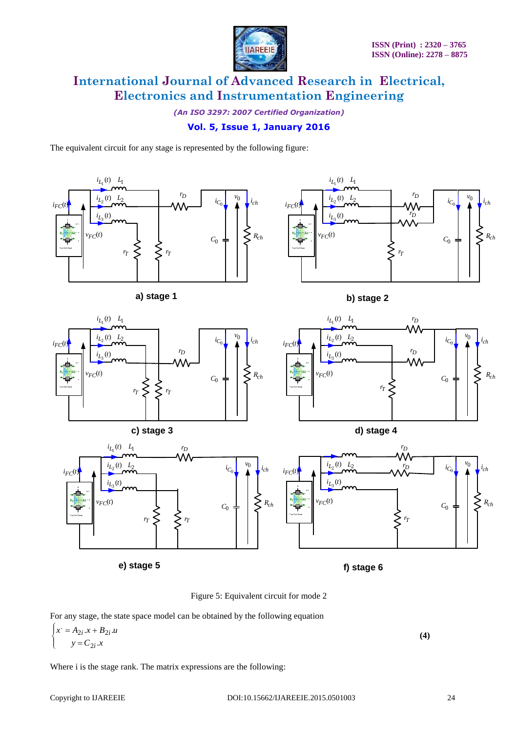The equivalent circuit for any stage is represented by the following figure:

a) stage 1

b) stage 2

c) stage 3

d) stage 4

e) stage 5

f) stage 6

Figure 5: Equivalent circuit for mode 2

For any stage, the state space model can be obtained by the following equation

$$\begin{cases} \dot{x} = A_{2i}.x + B_{2i}.u \\ y = C_{2i}.x \end{cases} \quad \textbf{(4)}$$

Where i is the stage rank. The matrix expressions are the following: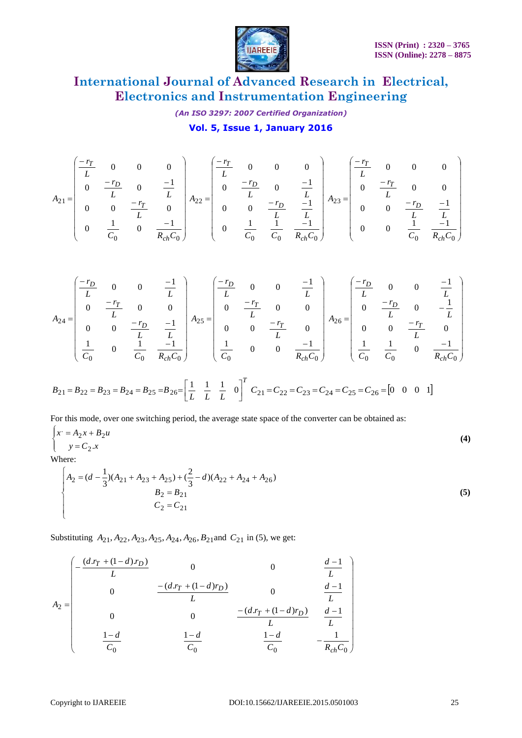$$A_{21}=\begin{pmatrix} \frac{-r_T}{L} & 0 & 0 & 0 \\ 0 & \frac{-r_D}{L} & 0 & \frac{-1}{L} \\ 0 & 0 & \frac{-r_T}{L} & 0 \\ 0 & \frac{1}{C_0} & 0 & \frac{-1}{R_{ch}C_0} \end{pmatrix} A_{22}=\begin{pmatrix} \frac{-r_T}{L} & 0 & 0 & 0 \\ 0 & \frac{-r_D}{L} & 0 & \frac{-1}{L} \\ 0 & 0 & \frac{-r_D}{L} & \frac{-1}{L} \\ 0 & \frac{1}{C_0} & \frac{1}{C_0} & \frac{-1}{R_{ch}C_0} \end{pmatrix} A_{23}=\begin{pmatrix} \frac{-r_T}{L} & 0 & 0 & 0 \\ 0 & \frac{-r_T}{L} & 0 & 0 \\ 0 & 0 & \frac{-r_D}{L} & \frac{-1}{L} \\ 0 & 0 & \frac{1}{C_0} & \frac{-1}{R_{ch}C_0} \end{pmatrix}$$

$$A_{24}=\begin{pmatrix} \frac{-r_D}{L} & 0 & 0 & \frac{-1}{L} \\ 0 & \frac{-r_T}{L} & 0 & 0 \\ 0 & 0 & \frac{-r_D}{L} & \frac{-1}{L} \\ \frac{1}{C_0} & 0 & \frac{1}{C_0} & \frac{-1}{R_{ch}C_0} \end{pmatrix} A_{25}=\begin{pmatrix} \frac{-r_D}{L} & 0 & 0 & \frac{-1}{L} \\ 0 & \frac{-r_T}{L} & 0 & 0 \\ 0 & 0 & \frac{-r_T}{L} & 0 \\ \frac{1}{C_0} & 0 & 0 & \frac{-1}{R_{ch}C_0} \end{pmatrix} A_{26}=\begin{pmatrix} \frac{-r_D}{L} & 0 & 0 & \frac{-1}{L} \\ 0 & \frac{-r_D}{L} & 0 & -\frac{1}{L} \\ 0 & 0 & \frac{-r_T}{L} & 0 \\ \frac{1}{C_0} & \frac{1}{C_0} & 0 & \frac{-1}{R_{ch}C_0} \end{pmatrix}$$

$$B_{21}=B_{22}=B_{23}=B_{24}=B_{25}=B_{26}=\begin{bmatrix} \frac{1}{L} & \frac{1}{L} & \frac{1}{L} & 0 \end{bmatrix}^T \quad C_{21}=C_{22}=C_{23}=C_{24}=C_{25}=C_{26}=\begin{bmatrix} 0 & 0 & 0 & 1 \end{bmatrix}$$

For this mode, over one switching period, the average state space of the converter can be obtained as:

$$\begin{cases} x^{\cdot}=A_2x+B_2u \\ y=C_2.x \end{cases} \tag{4}$$

Where:

$$\begin{cases} A_2=(d-\frac{1}{3})(A_{21}+A_{23}+A_{25})+(\frac{2}{3}-d)(A_{22}+A_{24}+A_{26}) \\ B_2=B_{21} \\ C_2=C_{21} \end{cases} \tag{5}$$

Substituting $A_{21}, A_{22}, A_{23}, A_{25}, A_{24}, A_{26}, B_{21}$ and $C_{21}$ in (5), we get:

$$A_2=\begin{pmatrix} -\frac{(d.r_T+(1-d).r_D)}{L} & 0 & 0 & \frac{d-1}{L} \\ 0 & \frac{-(d.r_T+(1-d)r_D)}{L} & 0 & \frac{d-1}{L} \\ 0 & 0 & \frac{-(d.r_T+(1-d)r_D)}{L} & \frac{d-1}{L} \\ \frac{1-d}{C_0} & \frac{1-d}{C_0} & \frac{1-d}{C_0} & -\frac{1}{R_{ch}C_0} \end{pmatrix}$$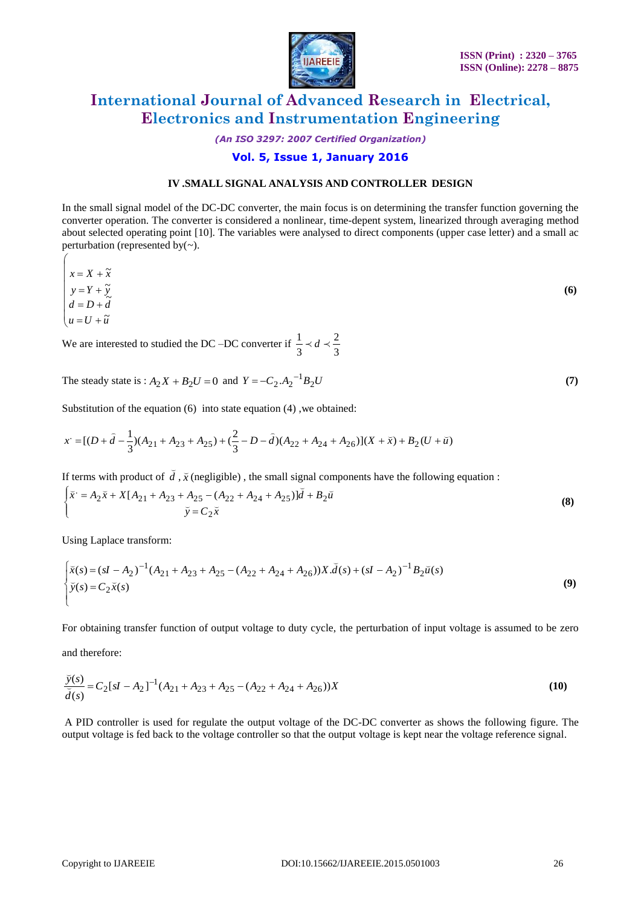### IV .SMALL SIGNAL ANALYSIS AND CONTROLLER DESIGN

In the small signal model of the DC-DC converter, the main focus is on determining the transfer function governing the converter operation. The converter is considered a nonlinear, time-depent system, linearized through averaging method about selected operating point [10]. The variables were analysed to direct components (upper case letter) and a small ac perturbation (represented by(~).

$$\begin{cases} x = X + \tilde{x} \\ y = Y + \tilde{y} \\ d = D + \tilde{d} \\ u = U + \tilde{u} \end{cases} \tag{6}$$

We are interested to studied the DC –DC converter if $\frac{1}{3} \prec d \prec \frac{2}{3}$

The steady state is : $A_2 X + B_2 U = 0$ and $Y = -C_2 . A_2{}^{-1} B_2 U$ **(7)**

Substitution of the equation (6) into state equation (4) ,we obtained:

$$x^{\cdot} = [(D + \bar{d} - \frac{1}{3})(A_{21} + A_{23} + A_{25}) + (\frac{2}{3} - D - \bar{d})(A_{22} + A_{24} + A_{26})](X + \bar{x}) + B_2(U + \bar{u})$$

If terms with product of $\breve{d}$ , $\breve{x}$ (negligible) , the small signal components have the following equation :

$$\begin{cases} \breve{x}^{\cdot} = A_2 \breve{x} + X[A_{21} + A_{23} + A_{25} - (A_{22} + A_{24} + A_{25})]\breve{d} + B_2 \breve{u} \\ \breve{y} = C_2 \breve{x} \end{cases} \tag{8}$$

Using Laplace transform:

$$\begin{cases} \breve{x}(s) = (sI - A_2)^{-1}(A_{21} + A_{23} + A_{25} - (A_{22} + A_{24} + A_{26}))X.\breve{d}(s) + (sI - A_2)^{-1} B_2 \breve{u}(s) \\ \breve{y}(s) = C_2 \breve{x}(s) \end{cases} \tag{9}$$

For obtaining transfer function of output voltage to duty cycle, the perturbation of input voltage is assumed to be zero and therefore:

$$\frac{\breve{y}(s)}{\breve{d}(s)} = C_2 [sI - A_2]^{-1}(A_{21} + A_{23} + A_{25} - (A_{22} + A_{24} + A_{26}))X \tag{10}$$

A PID controller is used for regulate the output voltage of the DC-DC converter as shows the following figure. The output voltage is fed back to the voltage controller so that the output voltage is kept near the voltage reference signal.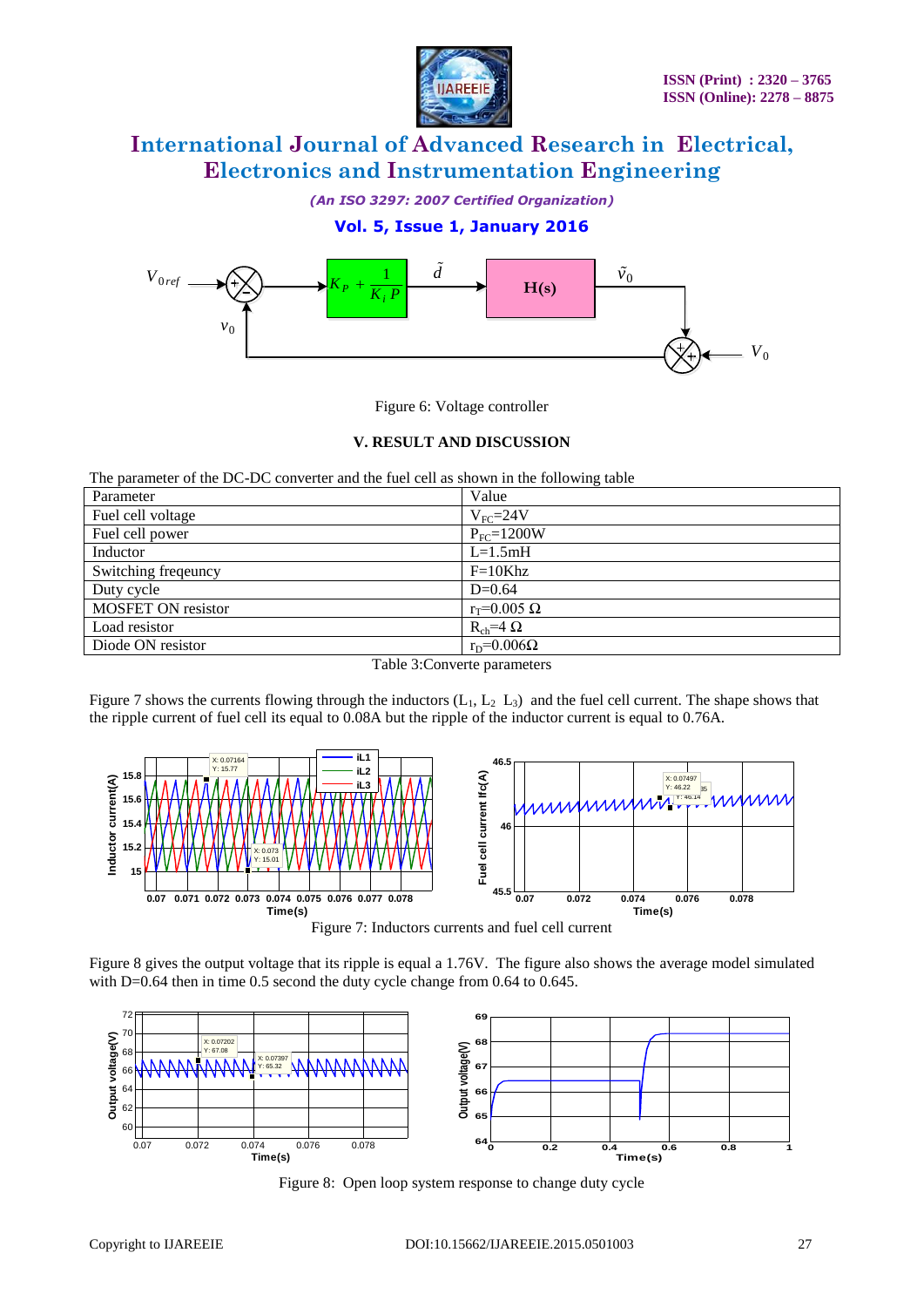Figure 6: Voltage controller

## V. RESULT AND DISCUSSION

The parameter of the DC-DC converter and the fuel cell as shown in the following table

| Parameter | Value |
|---|---|
| Fuel cell voltage | $V_{FC}$=24V |
| Fuel cell power | $P_{FC}$=1200W |
| Inductor | L=1.5mH |
| Switching freqeuncy | F=10Khz |
| Duty cycle | D=0.64 |
| MOSFET ON resistor | $r_T$=0.005 Ω |
| Load resistor | $R_{ch}$=4 Ω |
| Diode ON resistor | $r_D$=0.006Ω |

Table 3:Converte parameters

Figure 7 shows the currents flowing through the inductors ($L_1$, $L_2$ $L_3$) and the fuel cell current. The shape shows that the ripple current of fuel cell its equal to 0.08A but the ripple of the inductor current is equal to 0.76A.

Figure 7: Inductors currents and fuel cell current

Figure 8 gives the output voltage that its ripple is equal a 1.76V. The figure also shows the average model simulated with D=0.64 then in time 0.5 second the duty cycle change from 0.64 to 0.645.

Figure 8: Open loop system response to change duty cycle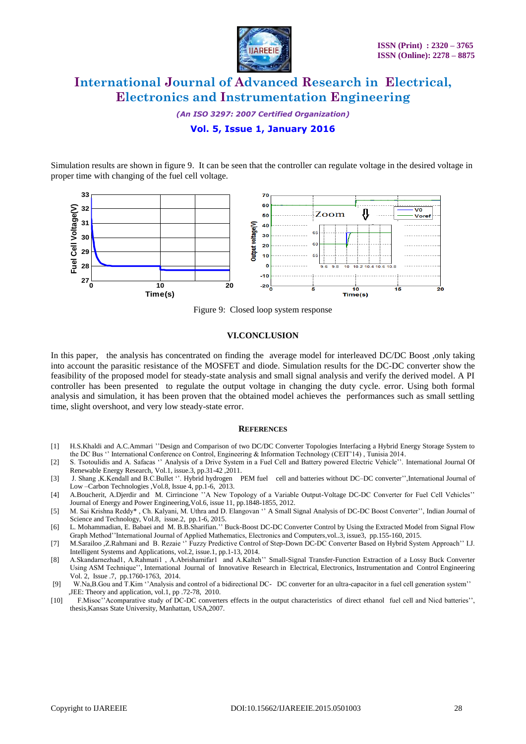Simulation results are shown in figure 9. It can be seen that the controller can regulate voltage in the desired voltage in proper time with changing of the fuel cell voltage.

Figure 9: Closed loop system response

### VI.CONCLUSION

In this paper, the analysis has concentrated on finding the average model for interleaved DC/DC Boost ,only taking into account the parasitic resistance of the MOSFET and diode. Simulation results for the DC-DC converter show the feasibility of the proposed model for steady-state analysis and small signal analysis and verify the derived model. A PI controller has been presented to regulate the output voltage in changing the duty cycle. error. Using both formal analysis and simulation, it has been proven that the obtained model achieves the performances such as small settling time, slight overshoot, and very low steady-state error.

### REFERENCES

[1] H.S.Khaldi and A.C.Ammari ''Design and Comparison of two DC/DC Converter Topologies Interfacing a Hybrid Energy Storage System to the DC Bus '' International Conference on Control, Engineering & Information Technology (CEIT'14) , Tunisia 2014.

[2] S. Tsotoulidis and A. Safacas '' Analysis of a Drive System in a Fuel Cell and Battery powered Electric Vehicle''. International Journal Of Renewable Energy Research, Vol.1, issue.3, pp.31-42 ,2011.

[3] J. Shang ,K.Kendall and B.C.Bullet ''. Hybrid hydrogen PEM fuel cell and batteries without DC–DC converter'',International Journal of Low –Carbon Technologies ,Vol.8, Issue 4, pp.1-6, 2013.

[4] A.Boucherit, A.Djerdir and M. Cirrincione ''A New Topology of a Variable Output-Voltage DC-DC Converter for Fuel Cell Vehicles'' Journal of Energy and Power Engineering,Vol.6, issue 11, pp.1848-1855, 2012.

[5] M. Sai Krishna Reddy* , Ch. Kalyani, M. Uthra and D. Elangovan '' A Small Signal Analysis of DC-DC Boost Converter'', Indian Journal of Science and Technology, Vol.8, issue.2, pp.1-6, 2015.

[6] L. Mohammadian, E. Babaei and M. B.B.Sharifian.'' Buck-Boost DC-DC Converter Control by Using the Extracted Model from Signal Flow Graph Method''International Journal of Applied Mathematics, Electronics and Computers,vol..3, issue3, pp.155-160, 2015.

[7] M.Sarailoo ,Z.Rahmani and B. Rezaie '' Fuzzy Predictive Control of Step-Down DC-DC Converter Based on Hybrid System Approach'' I.J. Intelligent Systems and Applications, vol.2, issue.1, pp.1-13, 2014.

[8] A.Skandarnezhad1, A.Rahmati1 , A.Abrishamifar1 and A.Kalteh'' Small-Signal Transfer-Function Extraction of a Lossy Buck Converter Using ASM Technique'', International Journal of Innovative Research in Electrical, Electronics, Instrumentation and Control Engineering Vol. 2, Issue .7, pp.1760-1763, 2014.

[9] W.Na,B.Gou and T.Kim ''Analysis and control of a bidirectional DC- DC converter for an ultra-capacitor in a fuel cell generation system'' ,JEE: Theory and application, vol.1, pp .72-78, 2010.

[10] F.Misoc''Acomparative study of DC-DC converters effects in the output characteristics of direct ethanol fuel cell and Nicd batteries'', thesis,Kansas State University, Manhattan, USA,2007.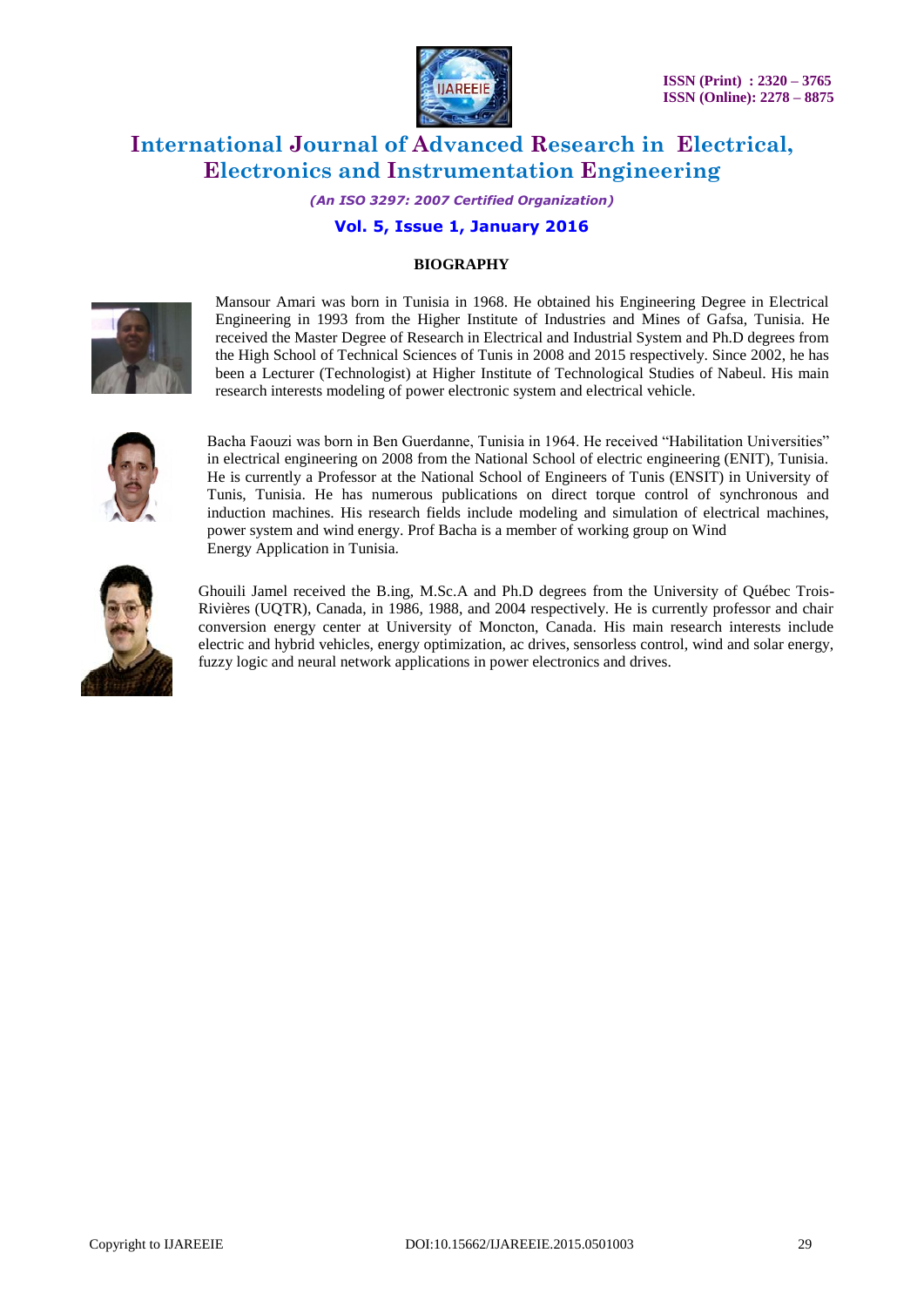**BIOGRAPHY**

Mansour Amari was born in Tunisia in 1968. He obtained his Engineering Degree in Electrical Engineering in 1993 from the Higher Institute of Industries and Mines of Gafsa, Tunisia. He received the Master Degree of Research in Electrical and Industrial System and Ph.D degrees from the High School of Technical Sciences of Tunis in 2008 and 2015 respectively. Since 2002, he has been a Lecturer (Technologist) at Higher Institute of Technological Studies of Nabeul. His main research interests modeling of power electronic system and electrical vehicle.

Bacha Faouzi was born in Ben Guerdanne, Tunisia in 1964. He received "Habilitation Universities" in electrical engineering on 2008 from the National School of electric engineering (ENIT), Tunisia. He is currently a Professor at the National School of Engineers of Tunis (ENSIT) in University of Tunis, Tunisia. He has numerous publications on direct torque control of synchronous and induction machines. His research fields include modeling and simulation of electrical machines, power system and wind energy. Prof Bacha is a member of working group on Wind Energy Application in Tunisia.

Ghouili Jamel received the B.ing, M.Sc.A and Ph.D degrees from the University of Québec Trois-Rivières (UQTR), Canada, in 1986, 1988, and 2004 respectively. He is currently professor and chair conversion energy center at University of Moncton, Canada. His main research interests include electric and hybrid vehicles, energy optimization, ac drives, sensorless control, wind and solar energy, fuzzy logic and neural network applications in power electronics and drives.